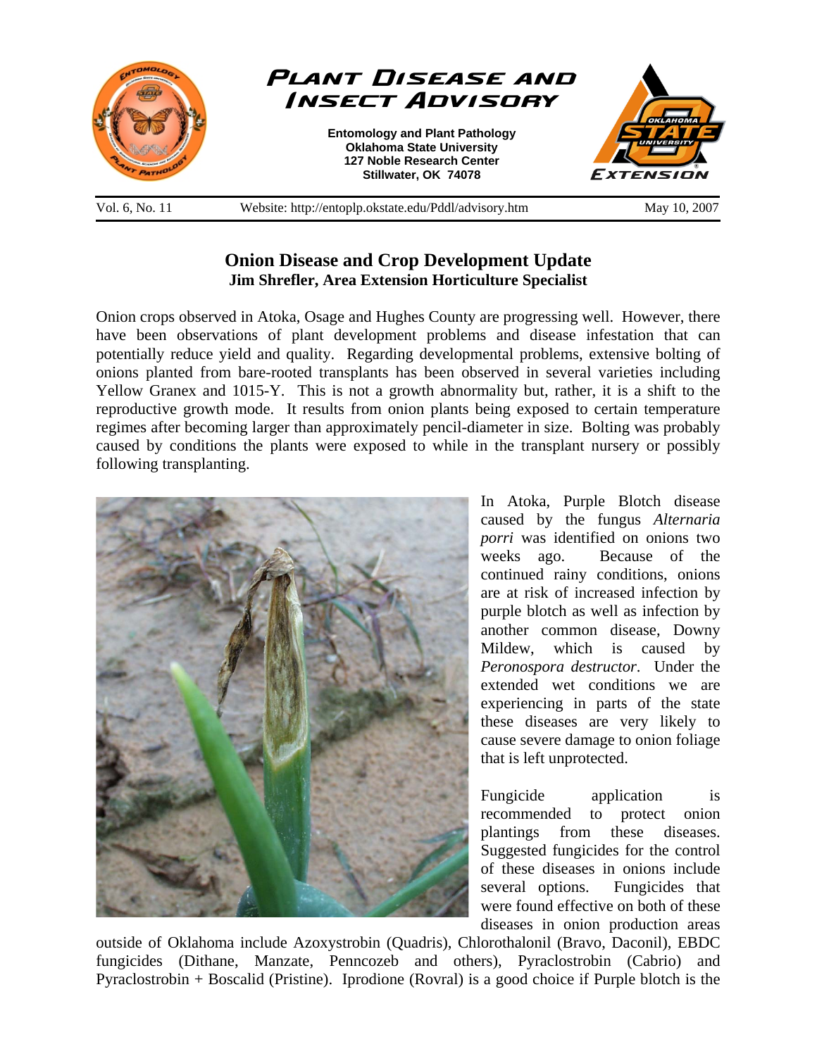# Plant Disease and Insect Advisory

**Entomology and Plant Pathology**
**Oklahoma State University**
**127 Noble Research Center**
**Stillwater, OK 74078**

Vol. 6, No. 11 | Website: http://entoplp.okstate.edu/Pddl/advisory.htm | May 10, 2007

## Onion Disease and Crop Development Update

**Jim Shrefler, Area Extension Horticulture Specialist**

Onion crops observed in Atoka, Osage and Hughes County are progressing well. However, there have been observations of plant development problems and disease infestation that can potentially reduce yield and quality. Regarding developmental problems, extensive bolting of onions planted from bare-rooted transplants has been observed in several varieties including Yellow Granex and 1015-Y. This is not a growth abnormality but, rather, it is a shift to the reproductive growth mode. It results from onion plants being exposed to certain temperature regimes after becoming larger than approximately pencil-diameter in size. Bolting was probably caused by conditions the plants were exposed to while in the transplant nursery or possibly following transplanting.

In Atoka, Purple Blotch disease caused by the fungus *Alternaria porri* was identified on onions two weeks ago. Because of the continued rainy conditions, onions are at risk of increased infection by purple blotch as well as infection by another common disease, Downy Mildew, which is caused by *Peronospora destructor*. Under the extended wet conditions we are experiencing in parts of the state these diseases are very likely to cause severe damage to onion foliage that is left unprotected.

Fungicide application is recommended to protect onion plantings from these diseases. Suggested fungicides for the control of these diseases in onions include several options. Fungicides that were found effective on both of these diseases in onion production areas outside of Oklahoma include Azoxystrobin (Quadris), Chlorothalonil (Bravo, Daconil), EBDC fungicides (Dithane, Manzate, Penncozeb and others), Pyraclostrobin (Cabrio) and Pyraclostrobin + Boscalid (Pristine). Iprodione (Rovral) is a good choice if Purple blotch is the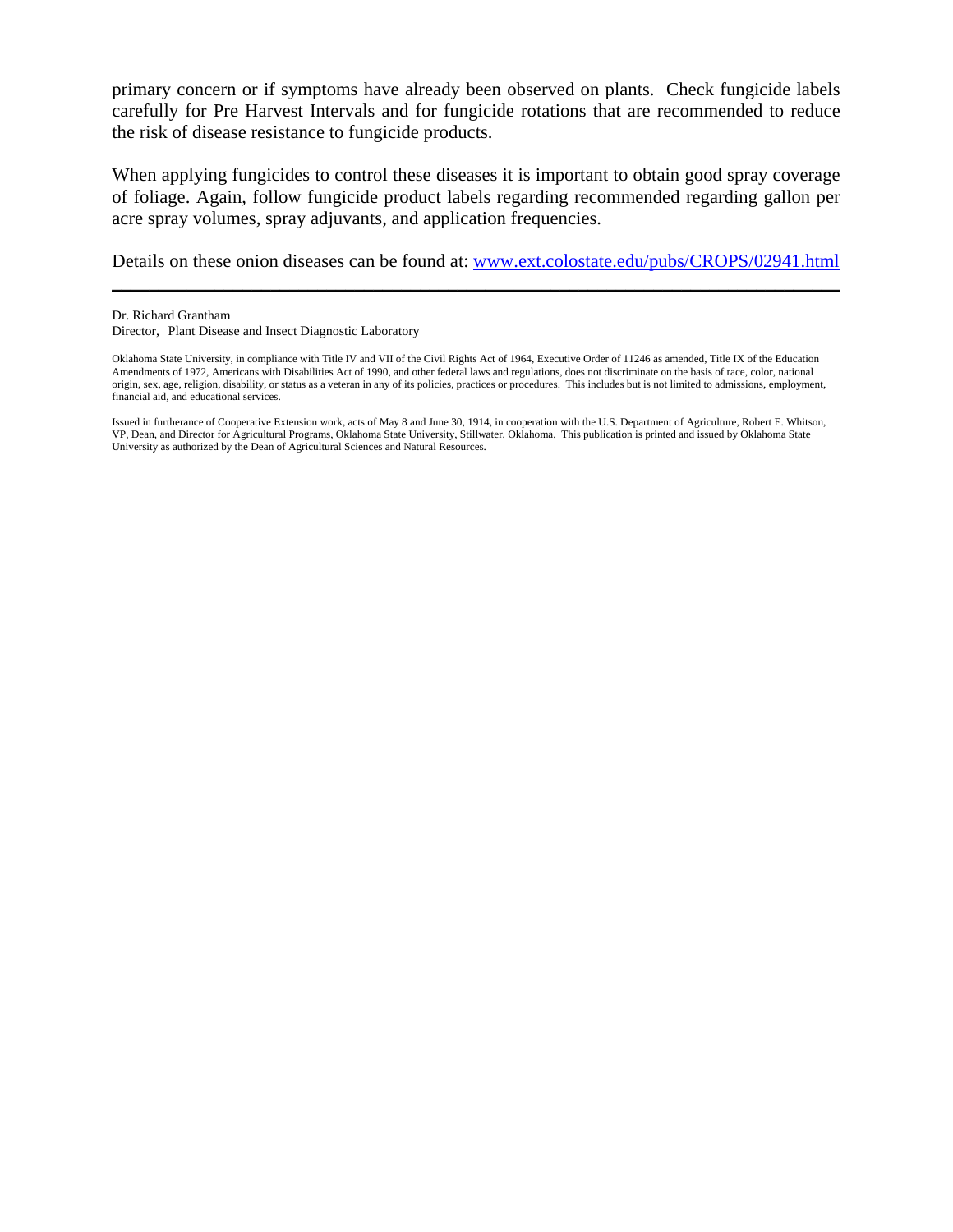primary concern or if symptoms have already been observed on plants. Check fungicide labels carefully for Pre Harvest Intervals and for fungicide rotations that are recommended to reduce the risk of disease resistance to fungicide products.

When applying fungicides to control these diseases it is important to obtain good spray coverage of foliage. Again, follow fungicide product labels regarding recommended regarding gallon per acre spray volumes, spray adjuvants, and application frequencies.

Details on these onion diseases can be found at: [www.ext.colostate.edu/pubs/CROPS/02941.html](http://www.ext.colostate.edu/pubs/CROPS/02941.html)

---

Dr. Richard Grantham
Director, Plant Disease and Insect Diagnostic Laboratory

Oklahoma State University, in compliance with Title IV and VII of the Civil Rights Act of 1964, Executive Order of 11246 as amended, Title IX of the Education Amendments of 1972, Americans with Disabilities Act of 1990, and other federal laws and regulations, does not discriminate on the basis of race, color, national origin, sex, age, religion, disability, or status as a veteran in any of its policies, practices or procedures. This includes but is not limited to admissions, employment, financial aid, and educational services.

Issued in furtherance of Cooperative Extension work, acts of May 8 and June 30, 1914, in cooperation with the U.S. Department of Agriculture, Robert E. Whitson, VP, Dean, and Director for Agricultural Programs, Oklahoma State University, Stillwater, Oklahoma. This publication is printed and issued by Oklahoma State University as authorized by the Dean of Agricultural Sciences and Natural Resources.